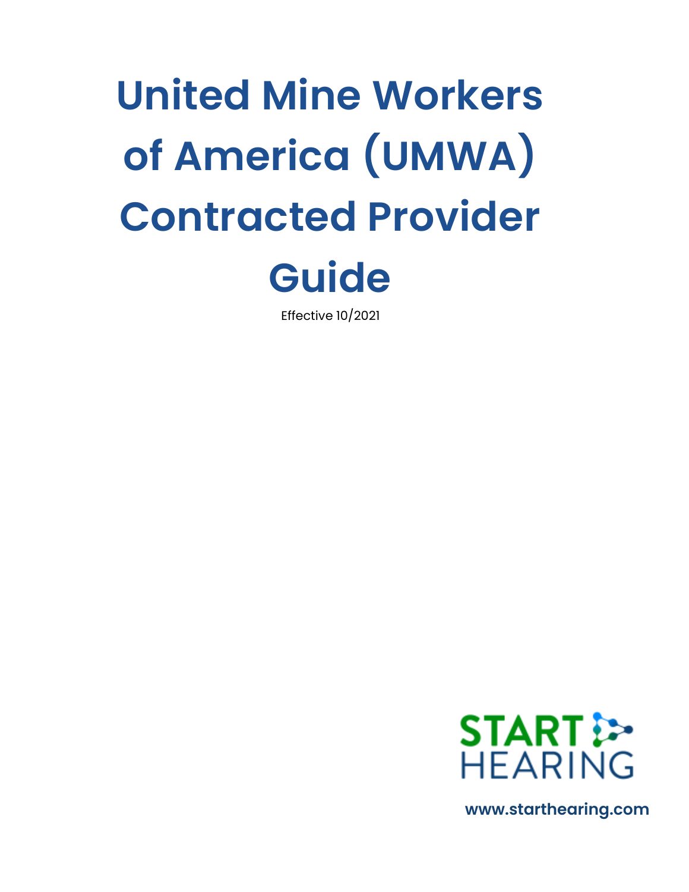# United Mine Workers of America (UMWA) Contracted Provider Guide

Effective 10/2021

START HEARING

www.starthearing.com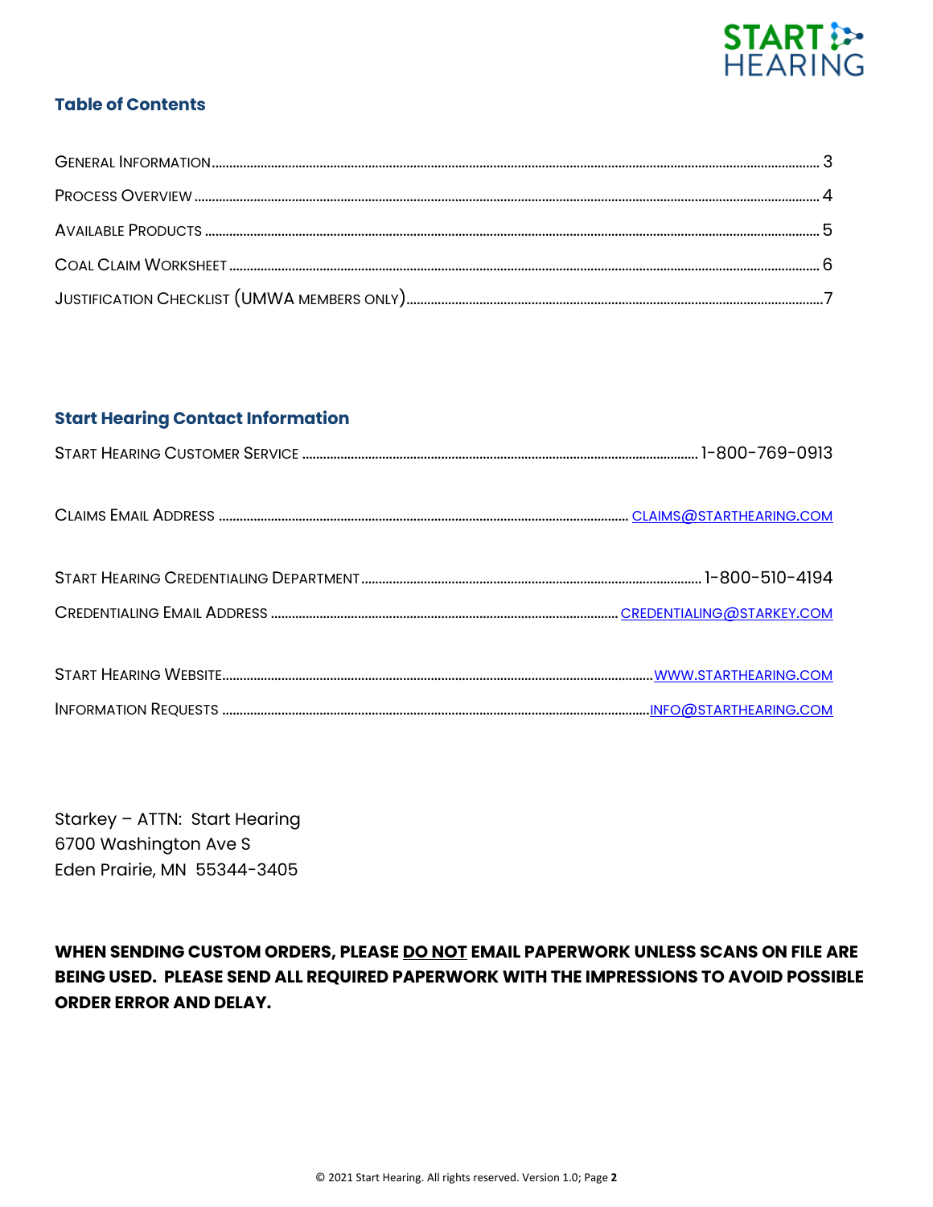## Table of Contents

| | |
|---|---|
| General Information | 3 |
| Process Overview | 4 |
| Available Products | 5 |
| Coal Claim Worksheet | 6 |
| Justification Checklist (UMWA members only) | 7 |

## Start Hearing Contact Information

| | |
|---|---|
| Start Hearing Customer Service | 1-800-769-0913 |
| Claims Email Address | CLAIMS@STARTHEARING.COM |
| Start Hearing Credentialing Department | 1-800-510-4194 |
| Credentialing Email Address | CREDENTIALING@STARKEY.COM |
| Start Hearing Website | WWW.STARTHEARING.COM |
| Information Requests | INFO@STARTHEARING.COM |

Starkey – ATTN: Start Hearing
6700 Washington Ave S
Eden Prairie, MN 55344-3405

**WHEN SENDING CUSTOM ORDERS, PLEASE DO NOT EMAIL PAPERWORK UNLESS SCANS ON FILE ARE BEING USED. PLEASE SEND ALL REQUIRED PAPERWORK WITH THE IMPRESSIONS TO AVOID POSSIBLE ORDER ERROR AND DELAY.**

© 2021 Start Hearing. All rights reserved. Version 1.0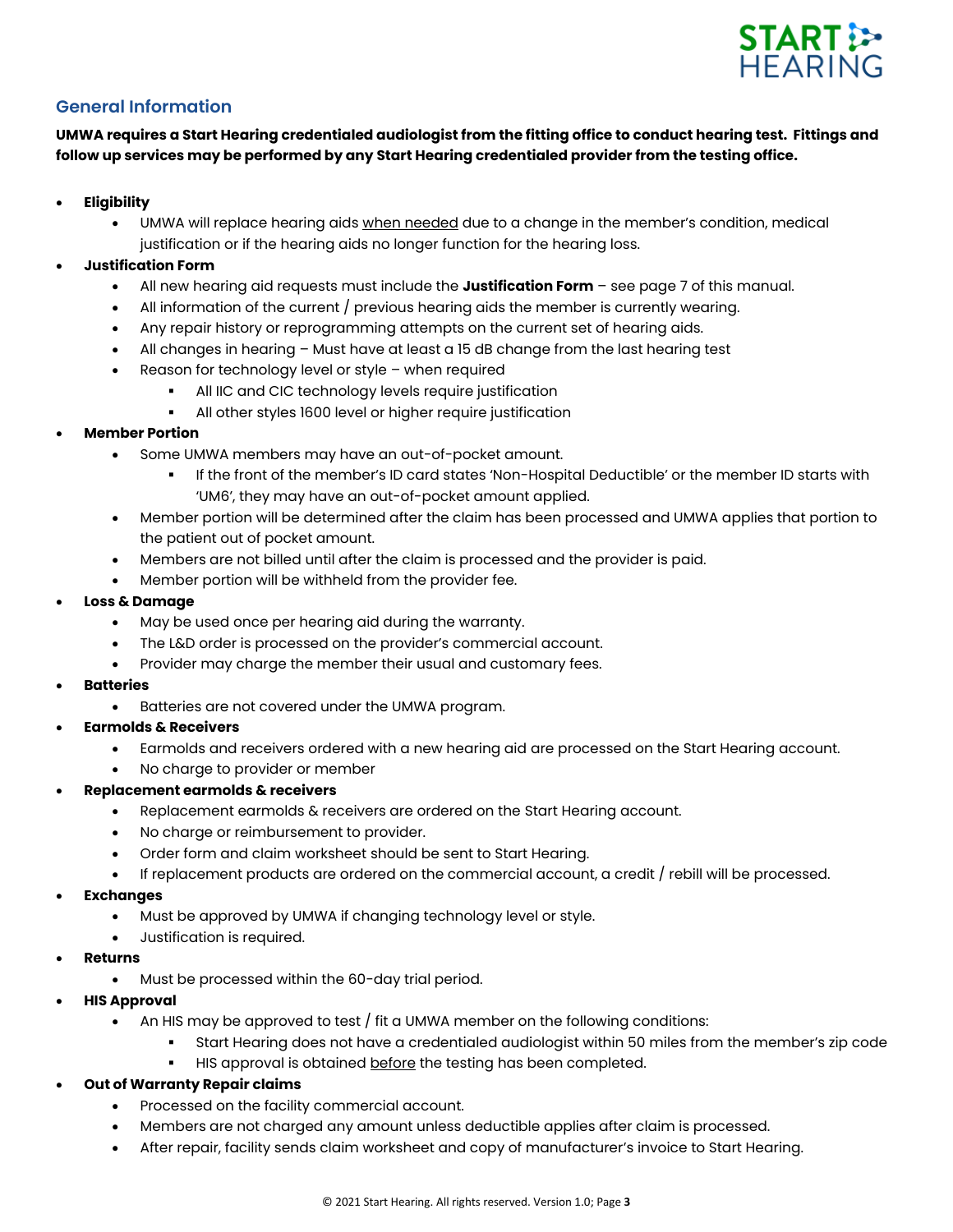## General Information

**UMWA requires a Start Hearing credentialed audiologist from the fitting office to conduct hearing test. Fittings and follow up services may be performed by any Start Hearing credentialed provider from the testing office.**

- **Eligibility**
    - UMWA will replace hearing aids <u>when needed</u> due to a change in the member's condition, medical justification or if the hearing aids no longer function for the hearing loss.
- **Justification Form**
    - All new hearing aid requests must include the **Justification Form** – see page 7 of this manual.
    - All information of the current / previous hearing aids the member is currently wearing.
    - Any repair history or reprogramming attempts on the current set of hearing aids.
    - All changes in hearing – Must have at least a 15 dB change from the last hearing test
    - Reason for technology level or style – when required
        - All IIC and CIC technology levels require justification
        - All other styles 1600 level or higher require justification
- **Member Portion**
    - Some UMWA members may have an out-of-pocket amount.
        - If the front of the member's ID card states 'Non-Hospital Deductible' or the member ID starts with 'UM6', they may have an out-of-pocket amount applied.
    - Member portion will be determined after the claim has been processed and UMWA applies that portion to the patient out of pocket amount.
    - Members are not billed until after the claim is processed and the provider is paid.
    - Member portion will be withheld from the provider fee.
- **Loss & Damage**
    - May be used once per hearing aid during the warranty.
    - The L&D order is processed on the provider's commercial account.
    - Provider may charge the member their usual and customary fees.
- **Batteries**
    - Batteries are not covered under the UMWA program.
- **Earmolds & Receivers**
    - Earmolds and receivers ordered with a new hearing aid are processed on the Start Hearing account.
    - No charge to provider or member
- **Replacement earmolds & receivers**
    - Replacement earmolds & receivers are ordered on the Start Hearing account.
    - No charge or reimbursement to provider.
    - Order form and claim worksheet should be sent to Start Hearing.
    - If replacement products are ordered on the commercial account, a credit / rebill will be processed.
- **Exchanges**
    - Must be approved by UMWA if changing technology level or style.
    - Justification is required.
- **Returns**
    - Must be processed within the 60-day trial period.
- **HIS Approval**
    - An HIS may be approved to test / fit a UMWA member on the following conditions:
        - Start Hearing does not have a credentialed audiologist within 50 miles from the member's zip code
        - HIS approval is obtained <u>before</u> the testing has been completed.
- **Out of Warranty Repair claims**
    - Processed on the facility commercial account.
    - Members are not charged any amount unless deductible applies after claim is processed.
    - After repair, facility sends claim worksheet and copy of manufacturer's invoice to Start Hearing.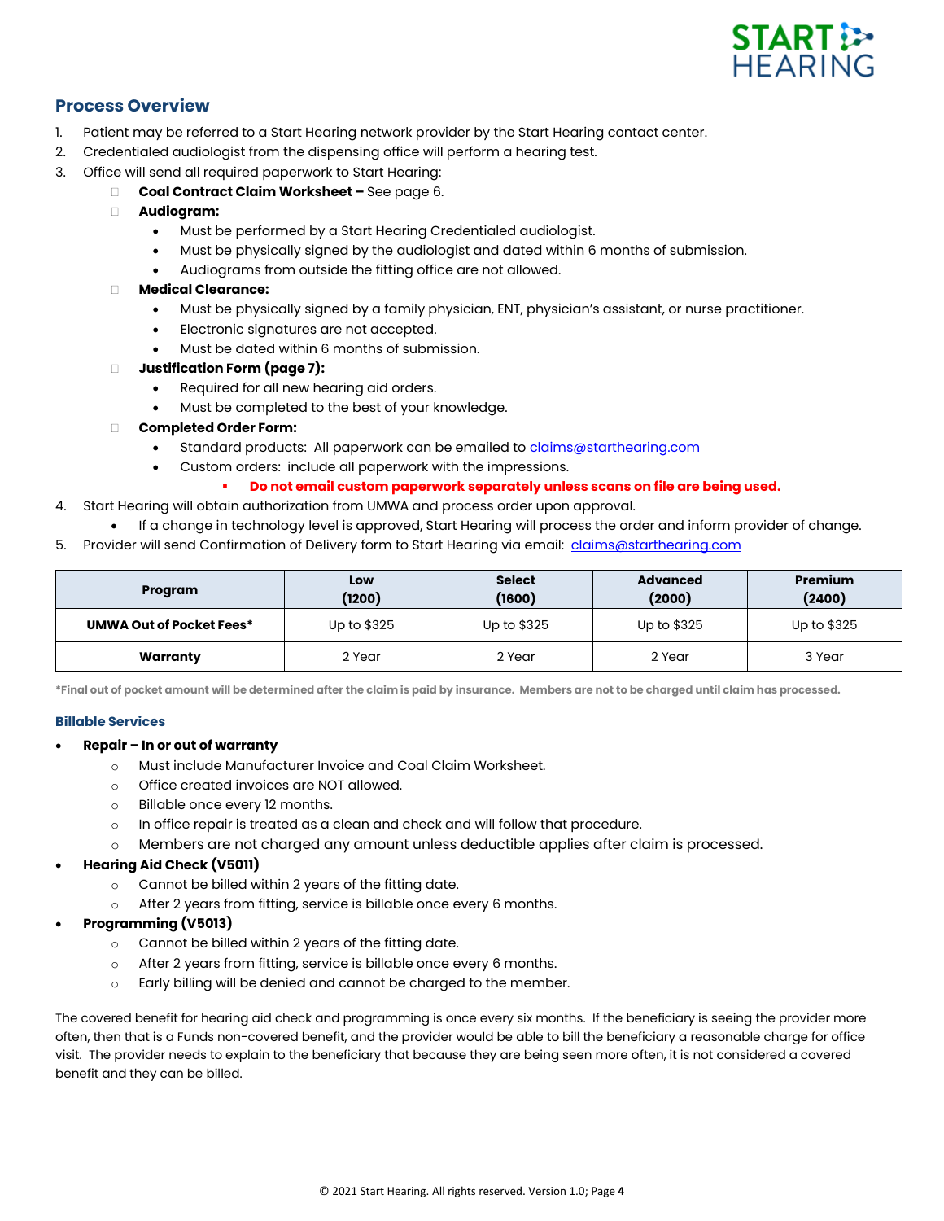## Process Overview

1. Patient may be referred to a Start Hearing network provider by the Start Hearing contact center.
2. Credentialed audiologist from the dispensing office will perform a hearing test.
3. Office will send all required paperwork to Start Hearing:
   - **Coal Contract Claim Worksheet –** See page 6.
   - **Audiogram:**
     - Must be performed by a Start Hearing Credentialed audiologist.
     - Must be physically signed by the audiologist and dated within 6 months of submission.
     - Audiograms from outside the fitting office are not allowed.
   - **Medical Clearance:**
     - Must be physically signed by a family physician, ENT, physician's assistant, or nurse practitioner.
     - Electronic signatures are not accepted.
     - Must be dated within 6 months of submission.
   - **Justification Form (page 7):**
     - Required for all new hearing aid orders.
     - Must be completed to the best of your knowledge.
   - **Completed Order Form:**
     - Standard products: All paperwork can be emailed to claims@starthearing.com
     - Custom orders: include all paperwork with the impressions.
       - **Do not email custom paperwork separately unless scans on file are being used.**
4. Start Hearing will obtain authorization from UMWA and process order upon approval.
   - If a change in technology level is approved, Start Hearing will process the order and inform provider of change.
5. Provider will send Confirmation of Delivery form to Start Hearing via email: claims@starthearing.com

| Program | Low (1200) | Select (1600) | Advanced (2000) | Premium (2400) |
|---|---|---|---|---|
| **UMWA Out of Pocket Fees*** | Up to $325 | Up to $325 | Up to $325 | Up to $325 |
| **Warranty** | 2 Year | 2 Year | 2 Year | 3 Year |

***Final out of pocket amount will be determined after the claim is paid by insurance. Members are not to be charged until claim has processed.**

### Billable Services

- **Repair – In or out of warranty**
  - Must include Manufacturer Invoice and Coal Claim Worksheet.
  - Office created invoices are NOT allowed.
  - Billable once every 12 months.
  - In office repair is treated as a clean and check and will follow that procedure.
  - Members are not charged any amount unless deductible applies after claim is processed.
- **Hearing Aid Check (V5011)**
  - Cannot be billed within 2 years of the fitting date.
  - After 2 years from fitting, service is billable once every 6 months.
- **Programming (V5013)**
  - Cannot be billed within 2 years of the fitting date.
  - After 2 years from fitting, service is billable once every 6 months.
  - Early billing will be denied and cannot be charged to the member.

The covered benefit for hearing aid check and programming is once every six months. If the beneficiary is seeing the provider more often, then that is a Funds non-covered benefit, and the provider would be able to bill the beneficiary a reasonable charge for office visit. The provider needs to explain to the beneficiary that because they are being seen more often, it is not considered a covered benefit and they can be billed.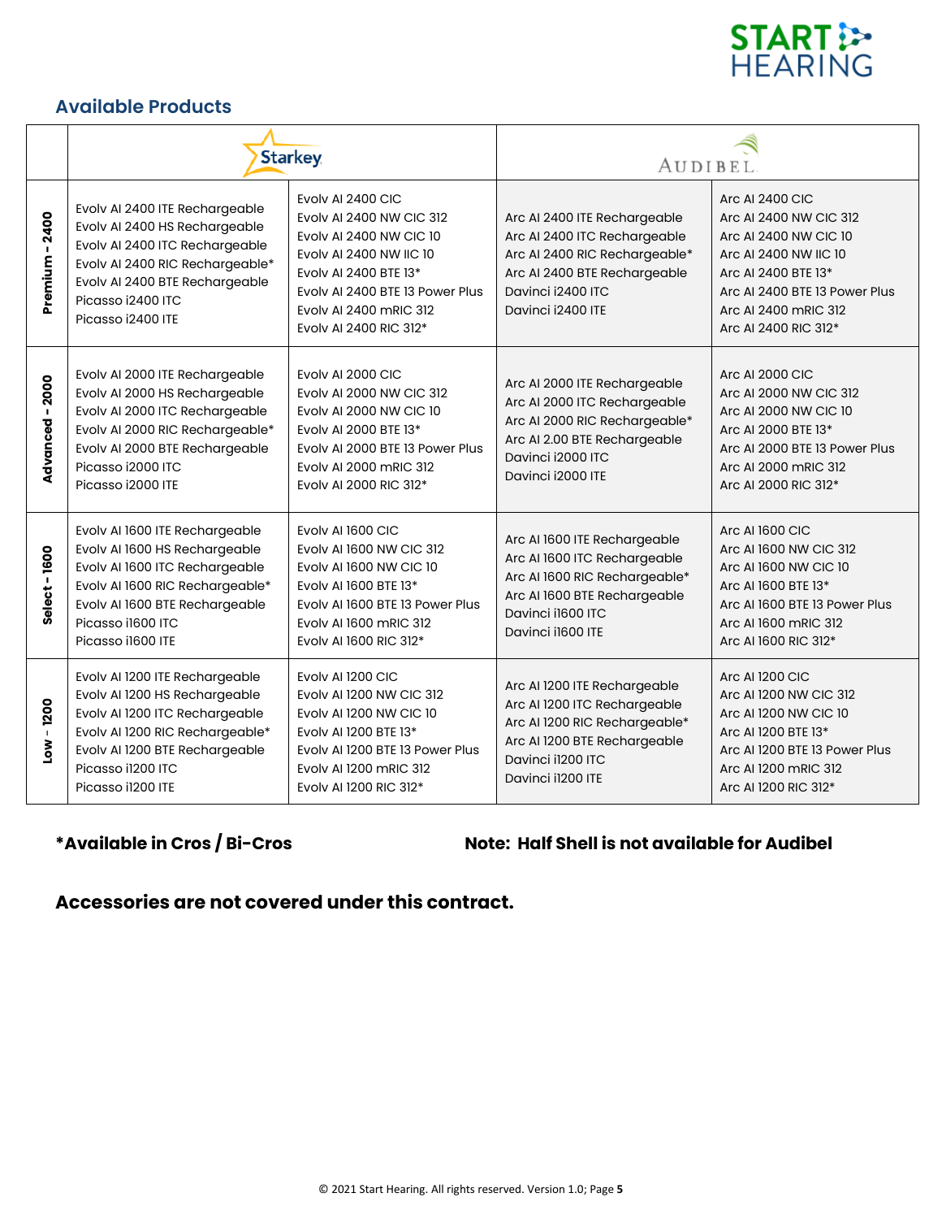## Available Products

| | Starkey | | Audibel | |
|---|---|---|---|---|
| **Premium - 2400** | Evolv AI 2400 ITE Rechargeable<br>Evolv AI 2400 HS Rechargeable<br>Evolv AI 2400 ITC Rechargeable<br>Evolv AI 2400 RIC Rechargeable*<br>Evolv AI 2400 BTE Rechargeable<br>Picasso i2400 ITC<br>Picasso i2400 ITE | Evolv AI 2400 CIC<br>Evolv AI 2400 NW CIC 312<br>Evolv AI 2400 NW CIC 10<br>Evolv AI 2400 NW IIC 10<br>Evolv AI 2400 BTE 13*<br>Evolv AI 2400 BTE 13 Power Plus<br>Evolv AI 2400 mRIC 312<br>Evolv AI 2400 RIC 312* | Arc AI 2400 ITE Rechargeable<br>Arc AI 2400 ITC Rechargeable<br>Arc AI 2400 RIC Rechargeable*<br>Arc AI 2400 BTE Rechargeable<br>Davinci i2400 ITC<br>Davinci i2400 ITE | Arc AI 2400 CIC<br>Arc AI 2400 NW CIC 312<br>Arc AI 2400 NW CIC 10<br>Arc AI 2400 NW IIC 10<br>Arc AI 2400 BTE 13*<br>Arc AI 2400 BTE 13 Power Plus<br>Arc AI 2400 mRIC 312<br>Arc AI 2400 RIC 312* |
| **Advanced - 2000** | Evolv AI 2000 ITE Rechargeable<br>Evolv AI 2000 HS Rechargeable<br>Evolv AI 2000 ITC Rechargeable<br>Evolv AI 2000 RIC Rechargeable*<br>Evolv AI 2000 BTE Rechargeable<br>Picasso i2000 ITC<br>Picasso i2000 ITE | Evolv AI 2000 CIC<br>Evolv AI 2000 NW CIC 312<br>Evolv AI 2000 NW CIC 10<br>Evolv AI 2000 BTE 13*<br>Evolv AI 2000 BTE 13 Power Plus<br>Evolv AI 2000 mRIC 312<br>Evolv AI 2000 RIC 312* | Arc AI 2000 ITE Rechargeable<br>Arc AI 2000 ITC Rechargeable<br>Arc AI 2000 RIC Rechargeable*<br>Arc AI 2.00 BTE Rechargeable<br>Davinci i2000 ITC<br>Davinci i2000 ITE | Arc AI 2000 CIC<br>Arc AI 2000 NW CIC 312<br>Arc AI 2000 NW CIC 10<br>Arc AI 2000 BTE 13*<br>Arc AI 2000 BTE 13 Power Plus<br>Arc AI 2000 mRIC 312<br>Arc AI 2000 RIC 312* |
| **Select - 1600** | Evolv AI 1600 ITE Rechargeable<br>Evolv AI 1600 HS Rechargeable<br>Evolv AI 1600 ITC Rechargeable<br>Evolv AI 1600 RIC Rechargeable*<br>Evolv AI 1600 BTE Rechargeable<br>Picasso i1600 ITC<br>Picasso i1600 ITE | Evolv AI 1600 CIC<br>Evolv AI 1600 NW CIC 312<br>Evolv AI 1600 NW CIC 10<br>Evolv AI 1600 BTE 13*<br>Evolv AI 1600 BTE 13 Power Plus<br>Evolv AI 1600 mRIC 312<br>Evolv AI 1600 RIC 312* | Arc AI 1600 ITE Rechargeable<br>Arc AI 1600 ITC Rechargeable<br>Arc AI 1600 RIC Rechargeable*<br>Arc AI 1600 BTE Rechargeable<br>Davinci i1600 ITC<br>Davinci i1600 ITE | Arc AI 1600 CIC<br>Arc AI 1600 NW CIC 312<br>Arc AI 1600 NW CIC 10<br>Arc AI 1600 BTE 13*<br>Arc AI 1600 BTE 13 Power Plus<br>Arc AI 1600 mRIC 312<br>Arc AI 1600 RIC 312* |
| **Low - 1200** | Evolv AI 1200 ITE Rechargeable<br>Evolv AI 1200 HS Rechargeable<br>Evolv AI 1200 ITC Rechargeable<br>Evolv AI 1200 RIC Rechargeable*<br>Evolv AI 1200 BTE Rechargeable<br>Picasso i1200 ITC<br>Picasso i1200 ITE | Evolv AI 1200 CIC<br>Evolv AI 1200 NW CIC 312<br>Evolv AI 1200 NW CIC 10<br>Evolv AI 1200 BTE 13*<br>Evolv AI 1200 BTE 13 Power Plus<br>Evolv AI 1200 mRIC 312<br>Evolv AI 1200 RIC 312* | Arc AI 1200 ITE Rechargeable<br>Arc AI 1200 ITC Rechargeable<br>Arc AI 1200 RIC Rechargeable*<br>Arc AI 1200 BTE Rechargeable<br>Davinci i1200 ITC<br>Davinci i1200 ITE | Arc AI 1200 CIC<br>Arc AI 1200 NW CIC 312<br>Arc AI 1200 NW CIC 10<br>Arc AI 1200 BTE 13*<br>Arc AI 1200 BTE 13 Power Plus<br>Arc AI 1200 mRIC 312<br>Arc AI 1200 RIC 312* |

**\*Available in Cros / Bi-Cros**

**Note: Half Shell is not available for Audibel**

**Accessories are not covered under this contract.**

© 2021 Start Hearing. All rights reserved. Version 1.0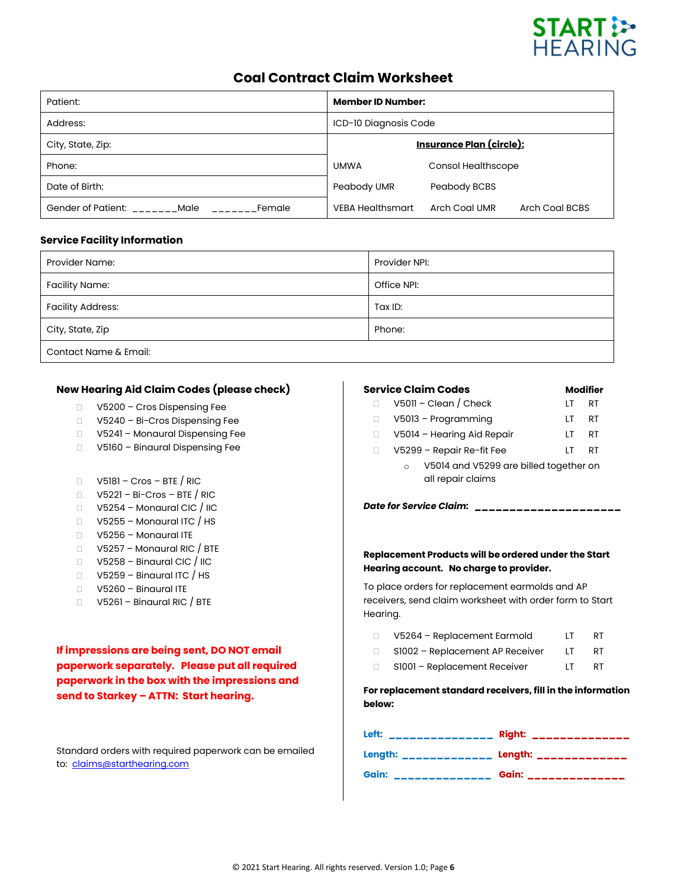START HEARING

# Coal Contract Claim Worksheet

| Patient: | **Member ID Number:** | | |
|---|---|---|---|
| Address: | ICD-10 Diagnosis Code | | |
| City, State, Zip: | **Insurance Plan (circle):** | | |
| Phone: | UMWA | Consol Healthscope | |
| Date of Birth: | Peabody UMR | Peabody BCBS | |
| Gender of Patient: _______Male _______Female | VEBA Healthsmart | Arch Coal UMR | Arch Coal BCBS |

### Service Facility Information

| Provider Name: | Provider NPI: |
|---|---|
| Facility Name: | Office NPI: |
| Facility Address: | Tax ID: |
| City, State, Zip | Phone: |
| Contact Name & Email: | |

### New Hearing Aid Claim Codes (please check)

- ☐ V5200 – Cros Dispensing Fee
- ☐ V5240 – Bi-Cros Dispensing Fee
- ☐ V5241 – Monaural Dispensing Fee
- ☐ V5160 – Binaural Dispensing Fee

- ☐ V5181 – Cros – BTE / RIC
- ☐ V5221 – Bi-Cros – BTE / RIC
- ☐ V5254 – Monaural CIC / IIC
- ☐ V5255 – Monaural ITC / HS
- ☐ V5256 – Monaural ITE
- ☐ V5257 – Monaural RIC / BTE
- ☐ V5258 – Binaural CIC / IIC
- ☐ V5259 – Binaural ITC / HS
- ☐ V5260 – Binaural ITE
- ☐ V5261 – Binaural RIC / BTE

**If impressions are being sent, DO NOT email paperwork separately. Please put all required paperwork in the box with the impressions and send to Starkey – ATTN: Start hearing.**

Standard orders with required paperwork can be emailed to: claims@starthearing.com

### Service Claim Codes

| Service Claim Codes | Modifier | |
|---|---|---|
| ☐ V5011 – Clean / Check | LT | RT |
| ☐ V5013 – Programming | LT | RT |
| ☐ V5014 – Hearing Aid Repair | LT | RT |
| ☐ V5299 – Repair Re-fit Fee | LT | RT |

- V5014 and V5299 are billed together on all repair claims

***Date for Service Claim:*** _____________________

**Replacement Products will be ordered under the Start Hearing account. No charge to provider.**

To place orders for replacement earmolds and AP receivers, send claim worksheet with order form to Start Hearing.

| | | |
|---|---|---|
| ☐ V5264 – Replacement Earmold | LT | RT |
| ☐ S1002 – Replacement AP Receiver | LT | RT |
| ☐ S1001 – Replacement Receiver | LT | RT |

**For replacement standard receivers, fill in the information below:**

**Left:** _______________ **Right:** _______________

**Length:** _______________ **Length:** _______________

**Gain:** _______________ **Gain:** _______________

© 2021 Start Hearing. All rights reserved. Version 1.0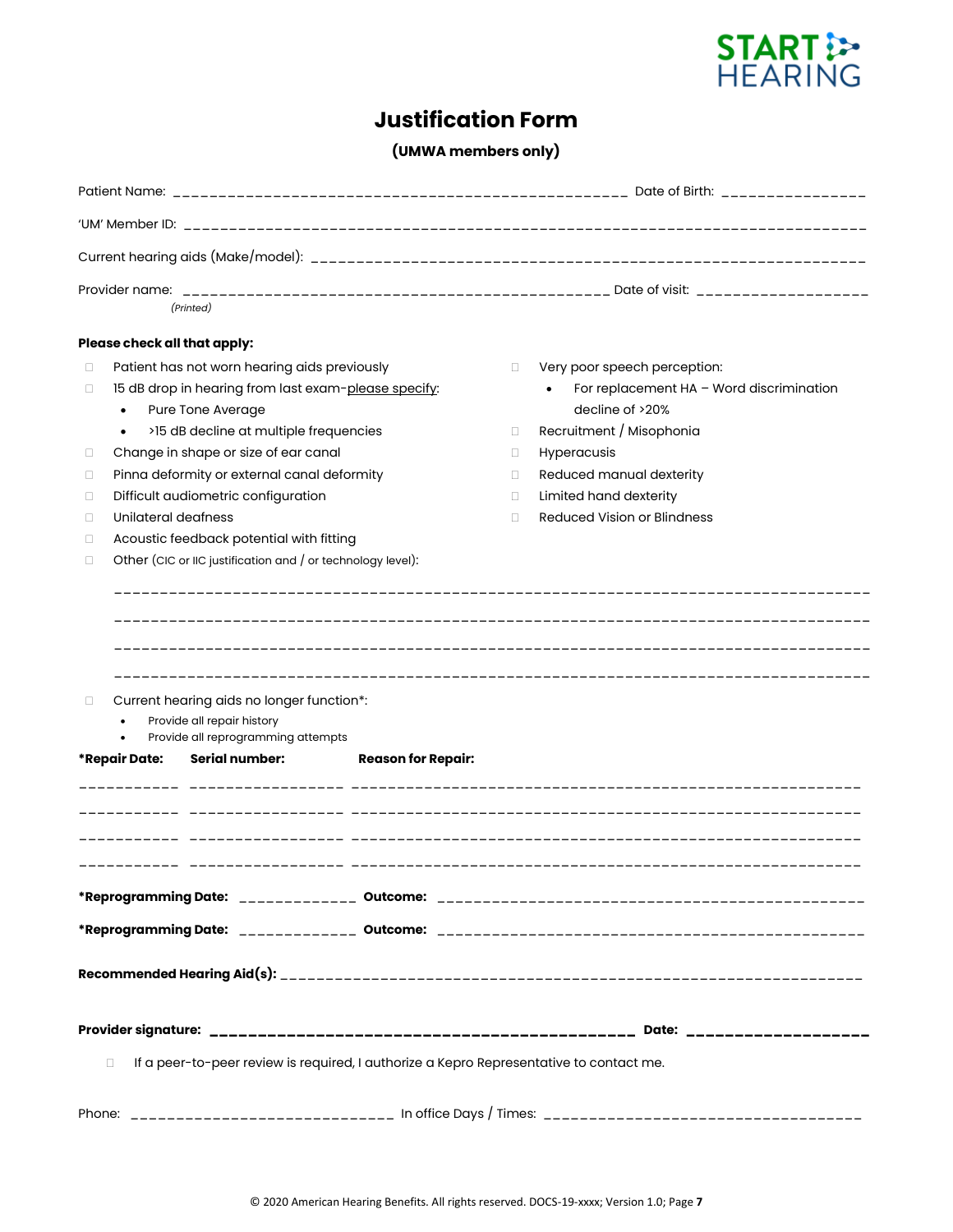START HEARING

# Justification Form

**(UMWA members only)**

Patient Name: ________________________________________________ Date of Birth: ________________

'UM' Member ID: ______________________________________________________________________________

Current hearing aids (Make/model): ____________________________________________________________

Provider name: _____________________________________________ Date of visit: ___________________
*(Printed)*

**Please check all that apply:**

- ☐ Patient has not worn hearing aids previously
- ☐ 15 dB drop in hearing from last exam-please specify:
  - Pure Tone Average
  - >15 dB decline at multiple frequencies
- ☐ Change in shape or size of ear canal
- ☐ Pinna deformity or external canal deformity
- ☐ Difficult audiometric configuration
- ☐ Unilateral deafness
- ☐ Acoustic feedback potential with fitting
- ☐ Other (CIC or IIC justification and / or technology level):
- ☐ Very poor speech perception:
  - For replacement HA – Word discrimination decline of >20%
- ☐ Recruitment / Misophonia
- ☐ Hyperacusis
- ☐ Reduced manual dexterity
- ☐ Limited hand dexterity
- ☐ Reduced Vision or Blindness

_______________________________________________________________________________

_______________________________________________________________________________

_______________________________________________________________________________

_______________________________________________________________________________

- ☐ Current hearing aids no longer function*:
  - Provide all repair history
  - Provide all reprogramming attempts

| *Repair Date: | Serial number: | Reason for Repair: |
|---|---|---|
| __________ | _______________ | _______________________________________________ |
| __________ | _______________ | _______________________________________________ |
| __________ | _______________ | _______________________________________________ |
| __________ | _______________ | _______________________________________________ |

**\*Reprogramming Date:** ____________ **Outcome:** __________________________________________

**\*Reprogramming Date:** ____________ **Outcome:** __________________________________________

**Recommended Hearing Aid(s):** ______________________________________________________________

**Provider signature:** ________________________________________ **Date:** ________________

☐ If a peer-to-peer review is required, I authorize a Kepro Representative to contact me.

Phone: ___________________________ In office Days / Times: _________________________________

© 2020 American Hearing Benefits. All rights reserved. DOCS-19-xxxx; Version 1.0; Page **7**